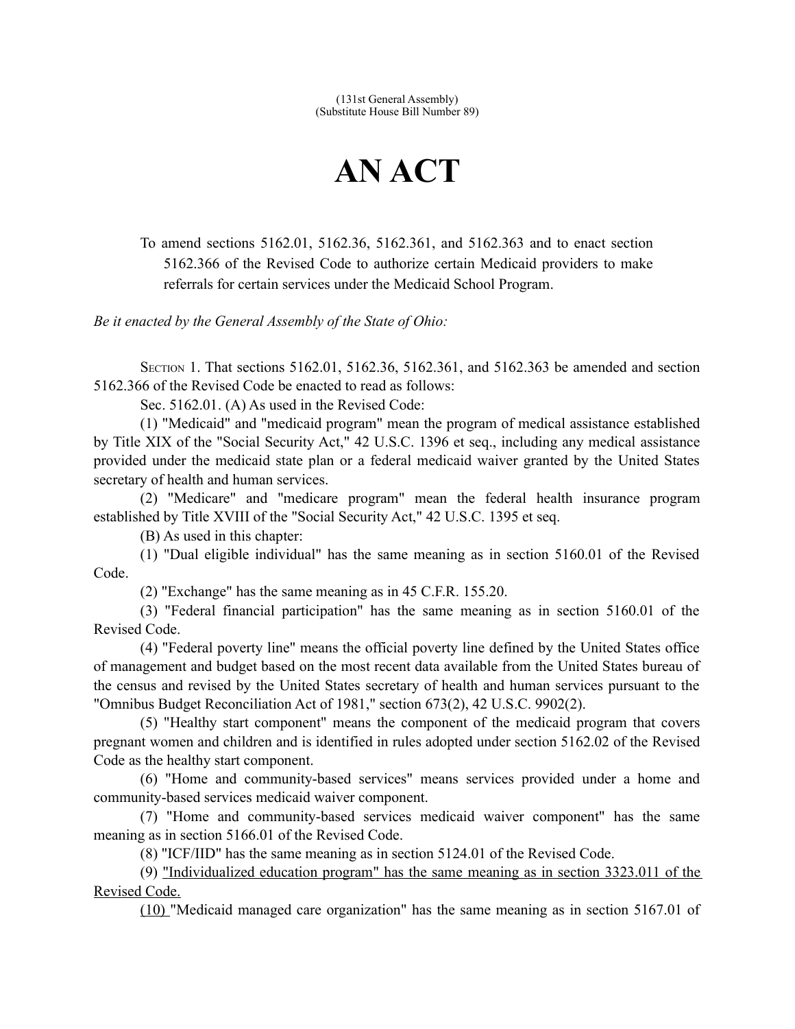(131st General Assembly)
(Substitute House Bill Number 89)

# AN ACT

To amend sections 5162.01, 5162.36, 5162.361, and 5162.363 and to enact section 5162.366 of the Revised Code to authorize certain Medicaid providers to make referrals for certain services under the Medicaid School Program.

*Be it enacted by the General Assembly of the State of Ohio:*

SECTION 1. That sections 5162.01, 5162.36, 5162.361, and 5162.363 be amended and section 5162.366 of the Revised Code be enacted to read as follows:

Sec. 5162.01. (A) As used in the Revised Code:

(1) "Medicaid" and "medicaid program" mean the program of medical assistance established by Title XIX of the "Social Security Act," 42 U.S.C. 1396 et seq., including any medical assistance provided under the medicaid state plan or a federal medicaid waiver granted by the United States secretary of health and human services.

(2) "Medicare" and "medicare program" mean the federal health insurance program established by Title XVIII of the "Social Security Act," 42 U.S.C. 1395 et seq.

(B) As used in this chapter:

(1) "Dual eligible individual" has the same meaning as in section 5160.01 of the Revised Code.

(2) "Exchange" has the same meaning as in 45 C.F.R. 155.20.

(3) "Federal financial participation" has the same meaning as in section 5160.01 of the Revised Code.

(4) "Federal poverty line" means the official poverty line defined by the United States office of management and budget based on the most recent data available from the United States bureau of the census and revised by the United States secretary of health and human services pursuant to the "Omnibus Budget Reconciliation Act of 1981," section 673(2), 42 U.S.C. 9902(2).

(5) "Healthy start component" means the component of the medicaid program that covers pregnant women and children and is identified in rules adopted under section 5162.02 of the Revised Code as the healthy start component.

(6) "Home and community-based services" means services provided under a home and community-based services medicaid waiver component.

(7) "Home and community-based services medicaid waiver component" has the same meaning as in section 5166.01 of the Revised Code.

(8) "ICF/IID" has the same meaning as in section 5124.01 of the Revised Code.

(9) <u>"Individualized education program" has the same meaning as in section 3323.011 of the Revised Code.</u>

<u>(10)</u> "Medicaid managed care organization" has the same meaning as in section 5167.01 of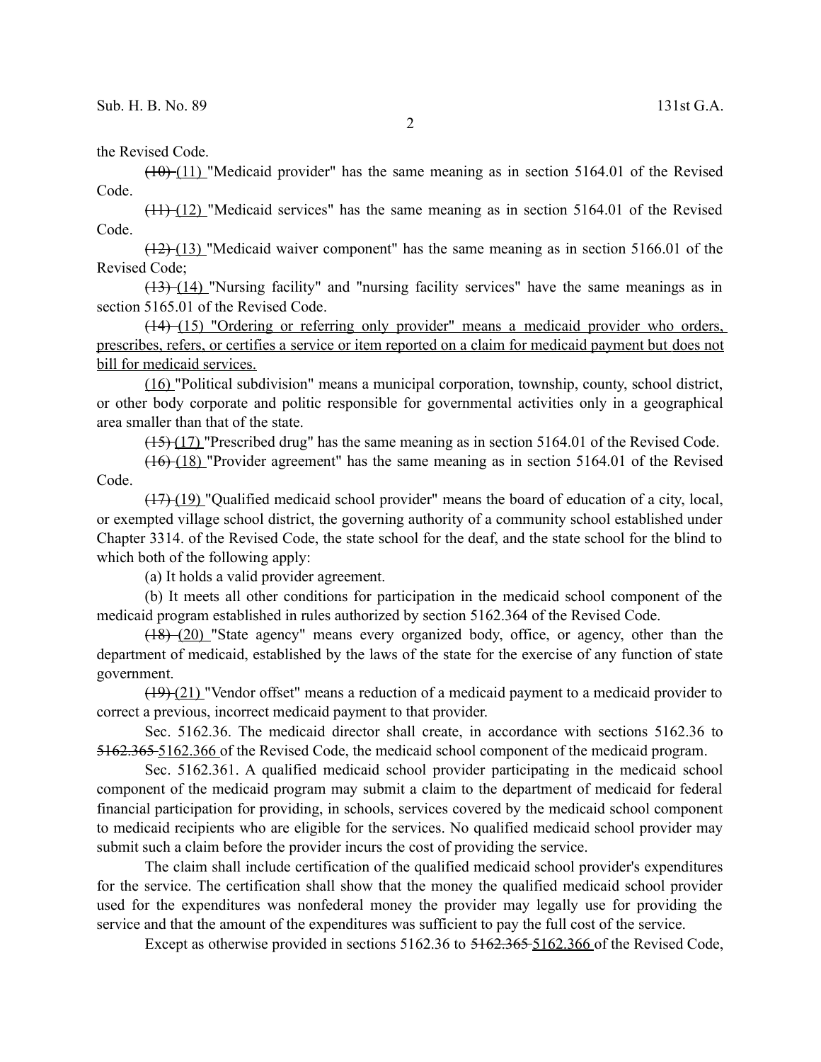the Revised Code.

~~(10)~~ (11) "Medicaid provider" has the same meaning as in section 5164.01 of the Revised Code.

~~(11)~~ (12) "Medicaid services" has the same meaning as in section 5164.01 of the Revised Code.

~~(12)~~ (13) "Medicaid waiver component" has the same meaning as in section 5166.01 of the Revised Code;

~~(13)~~ (14) "Nursing facility" and "nursing facility services" have the same meanings as in section 5165.01 of the Revised Code.

~~(14)~~ (15) "Ordering or referring only provider" means a medicaid provider who orders, prescribes, refers, or certifies a service or item reported on a claim for medicaid payment but does not bill for medicaid services.

(16) "Political subdivision" means a municipal corporation, township, county, school district, or other body corporate and politic responsible for governmental activities only in a geographical area smaller than that of the state.

~~(15)~~ (17) "Prescribed drug" has the same meaning as in section 5164.01 of the Revised Code.

~~(16)~~ (18) "Provider agreement" has the same meaning as in section 5164.01 of the Revised Code.

~~(17)~~ (19) "Qualified medicaid school provider" means the board of education of a city, local, or exempted village school district, the governing authority of a community school established under Chapter 3314. of the Revised Code, the state school for the deaf, and the state school for the blind to which both of the following apply:

(a) It holds a valid provider agreement.

(b) It meets all other conditions for participation in the medicaid school component of the medicaid program established in rules authorized by section 5162.364 of the Revised Code.

~~(18)~~ (20) "State agency" means every organized body, office, or agency, other than the department of medicaid, established by the laws of the state for the exercise of any function of state government.

~~(19)~~ (21) "Vendor offset" means a reduction of a medicaid payment to a medicaid provider to correct a previous, incorrect medicaid payment to that provider.

Sec. 5162.36. The medicaid director shall create, in accordance with sections 5162.36 to ~~5162.365~~ 5162.366 of the Revised Code, the medicaid school component of the medicaid program.

Sec. 5162.361. A qualified medicaid school provider participating in the medicaid school component of the medicaid program may submit a claim to the department of medicaid for federal financial participation for providing, in schools, services covered by the medicaid school component to medicaid recipients who are eligible for the services. No qualified medicaid school provider may submit such a claim before the provider incurs the cost of providing the service.

The claim shall include certification of the qualified medicaid school provider's expenditures for the service. The certification shall show that the money the qualified medicaid school provider used for the expenditures was nonfederal money the provider may legally use for providing the service and that the amount of the expenditures was sufficient to pay the full cost of the service.

Except as otherwise provided in sections 5162.36 to ~~5162.365~~ 5162.366 of the Revised Code,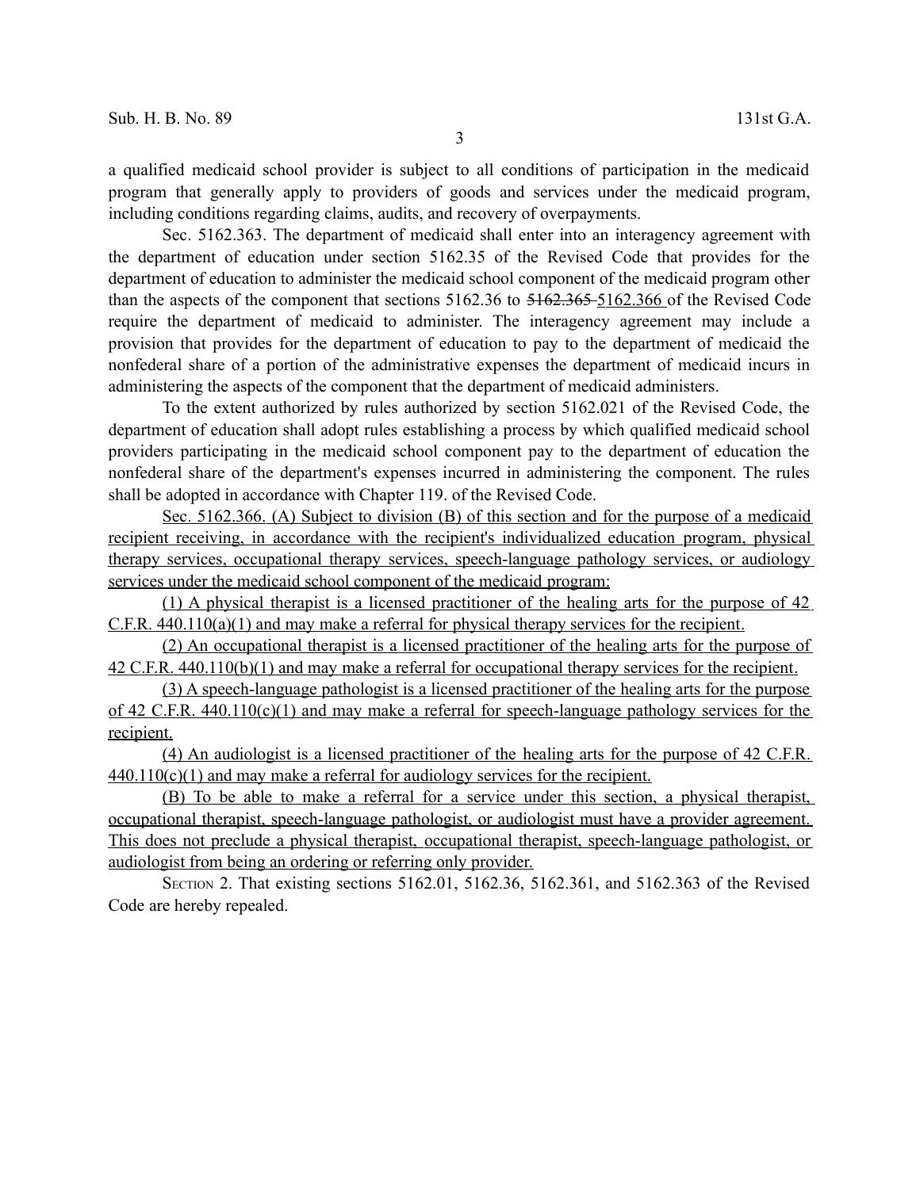a qualified medicaid school provider is subject to all conditions of participation in the medicaid program that generally apply to providers of goods and services under the medicaid program, including conditions regarding claims, audits, and recovery of overpayments.

Sec. 5162.363. The department of medicaid shall enter into an interagency agreement with the department of education under section 5162.35 of the Revised Code that provides for the department of education to administer the medicaid school component of the medicaid program other than the aspects of the component that sections 5162.36 to ~~5162.365~~ 5162.366 of the Revised Code require the department of medicaid to administer. The interagency agreement may include a provision that provides for the department of education to pay to the department of medicaid the nonfederal share of a portion of the administrative expenses the department of medicaid incurs in administering the aspects of the component that the department of medicaid administers.

To the extent authorized by rules authorized by section 5162.021 of the Revised Code, the department of education shall adopt rules establishing a process by which qualified medicaid school providers participating in the medicaid school component pay to the department of education the nonfederal share of the department's expenses incurred in administering the component. The rules shall be adopted in accordance with Chapter 119. of the Revised Code.

<u>Sec. 5162.366. (A) Subject to division (B) of this section and for the purpose of a medicaid recipient receiving, in accordance with the recipient's individualized education program, physical therapy services, occupational therapy services, speech-language pathology services, or audiology services under the medicaid school component of the medicaid program:</u>

<u>(1) A physical therapist is a licensed practitioner of the healing arts for the purpose of 42 C.F.R. 440.110(a)(1) and may make a referral for physical therapy services for the recipient.</u>

<u>(2) An occupational therapist is a licensed practitioner of the healing arts for the purpose of 42 C.F.R. 440.110(b)(1) and may make a referral for occupational therapy services for the recipient.</u>

<u>(3) A speech-language pathologist is a licensed practitioner of the healing arts for the purpose of 42 C.F.R. 440.110(c)(1) and may make a referral for speech-language pathology services for the recipient.</u>

<u>(4) An audiologist is a licensed practitioner of the healing arts for the purpose of 42 C.F.R. 440.110(c)(1) and may make a referral for audiology services for the recipient.</u>

<u>(B) To be able to make a referral for a service under this section, a physical therapist, occupational therapist, speech-language pathologist, or audiologist must have a provider agreement. This does not preclude a physical therapist, occupational therapist, speech-language pathologist, or audiologist from being an ordering or referring only provider.</u>

SECTION 2. That existing sections 5162.01, 5162.36, 5162.361, and 5162.363 of the Revised Code are hereby repealed.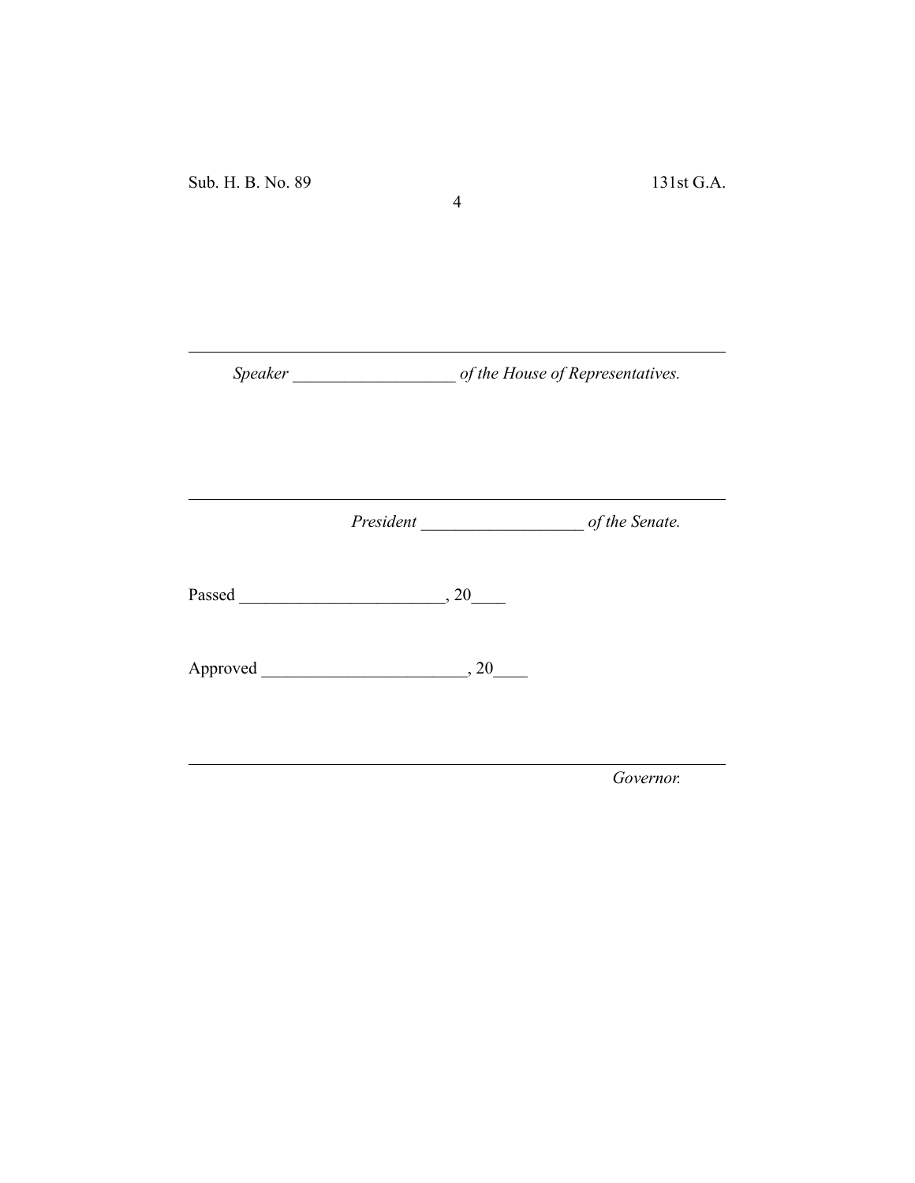_______________________________________________

*Speaker* ___________________ *of the House of Representatives.*

_______________________________________________

*President* ___________________ *of the Senate.*

Passed ________________________, 20____

Approved ________________________, 20____

_______________________________________________

*Governor.*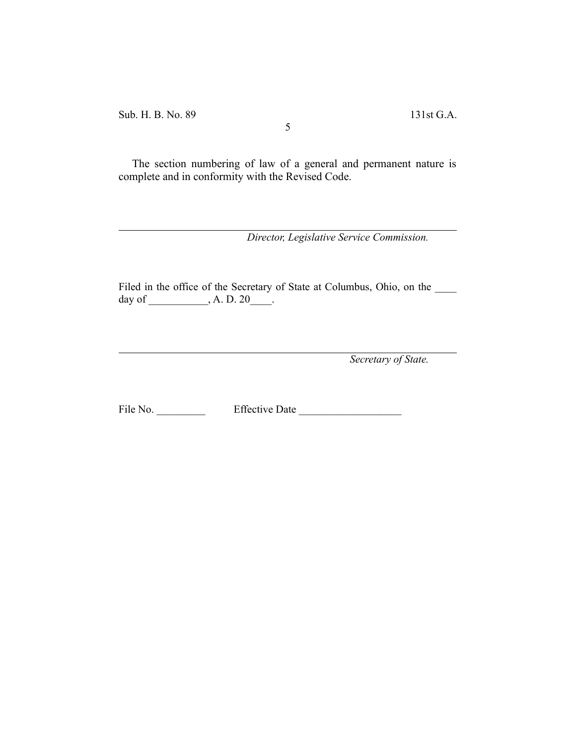The section numbering of law of a general and permanent nature is complete and in conformity with the Revised Code.

______________________________________

*Director, Legislative Service Commission.*

Filed in the office of the Secretary of State at Columbus, Ohio, on the ____ day of ___________, A. D. 20____.

______________________________________

*Secretary of State.*

File No. _________ Effective Date ___________________